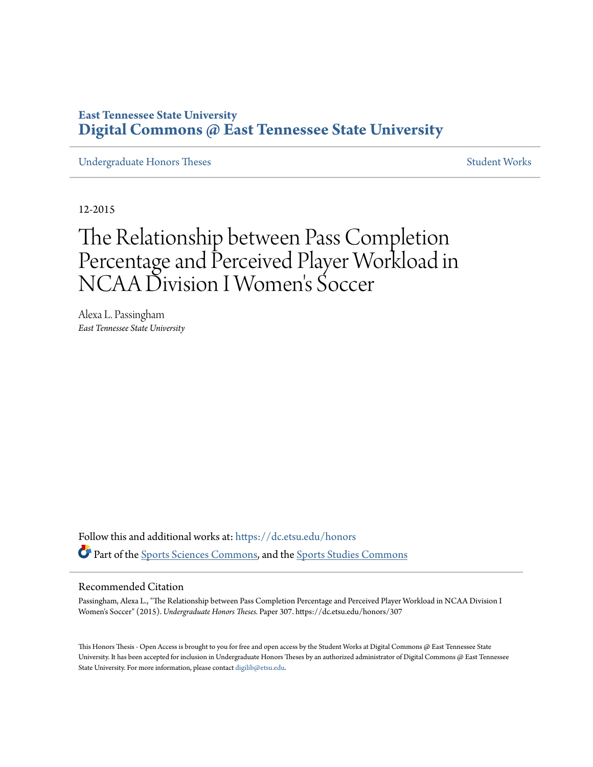East Tennessee State University
**Digital Commons @ East Tennessee State University**

Undergraduate Honors Theses | Student Works

12-2015

# The Relationship between Pass Completion Percentage and Perceived Player Workload in NCAA Division I Women's Soccer

Alexa L. Passingham
*East Tennessee State University*

Follow this and additional works at: https://dc.etsu.edu/honors

Part of the Sports Sciences Commons, and the Sports Studies Commons

## Recommended Citation

Passingham, Alexa L., "The Relationship between Pass Completion Percentage and Perceived Player Workload in NCAA Division I Women's Soccer" (2015). *Undergraduate Honors Theses.* Paper 307. https://dc.etsu.edu/honors/307

This Honors Thesis - Open Access is brought to you for free and open access by the Student Works at Digital Commons @ East Tennessee State University. It has been accepted for inclusion in Undergraduate Honors Theses by an authorized administrator of Digital Commons @ East Tennessee State University. For more information, please contact digilib@etsu.edu.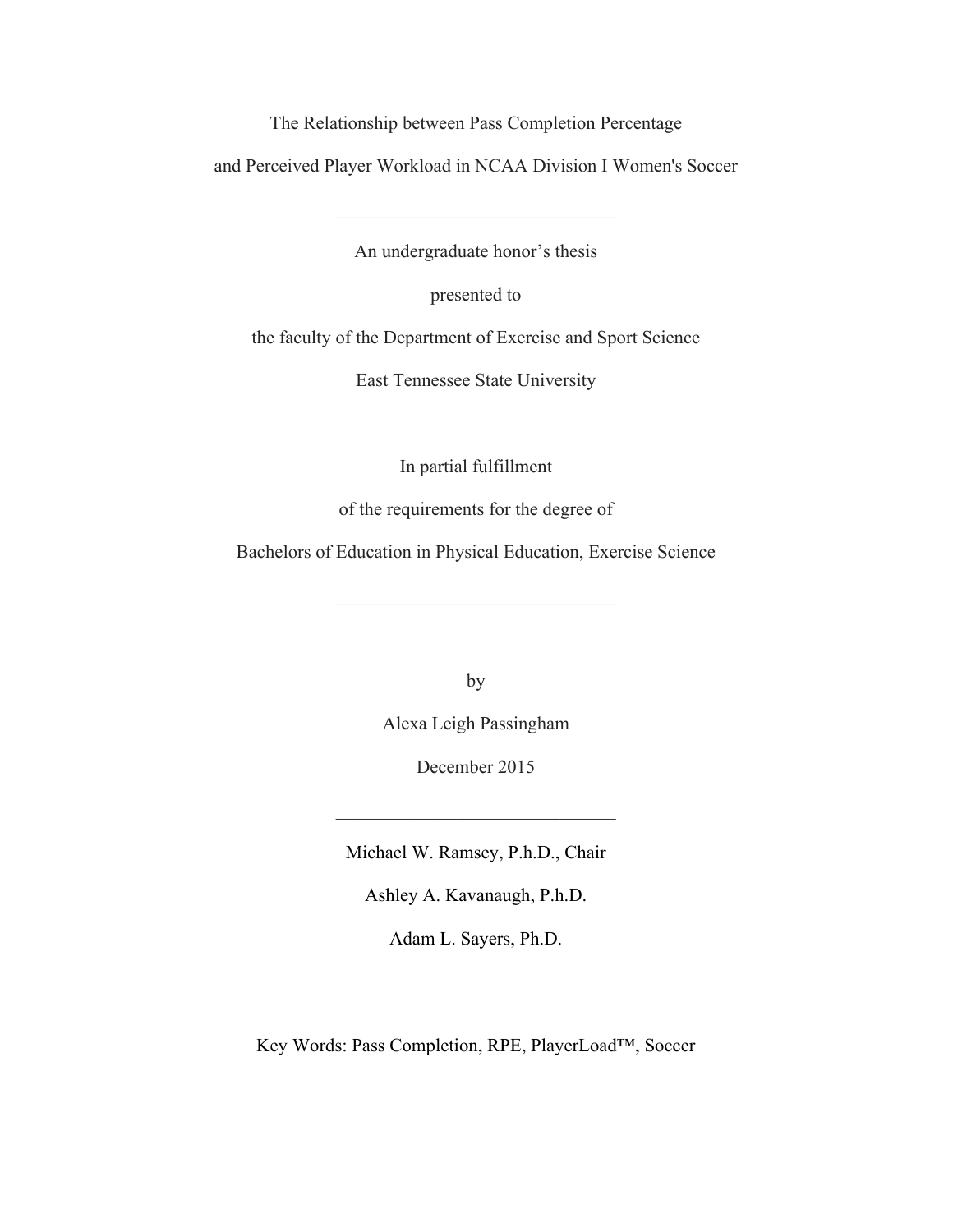The Relationship between Pass Completion Percentage

and Perceived Player Workload in NCAA Division I Women's Soccer

---

An undergraduate honor's thesis

presented to

the faculty of the Department of Exercise and Sport Science

East Tennessee State University

In partial fulfillment

of the requirements for the degree of

Bachelors of Education in Physical Education, Exercise Science

---

by

Alexa Leigh Passingham

December 2015

---

Michael W. Ramsey, P.h.D., Chair

Ashley A. Kavanaugh, P.h.D.

Adam L. Sayers, Ph.D.

Key Words: Pass Completion, RPE, PlayerLoad™, Soccer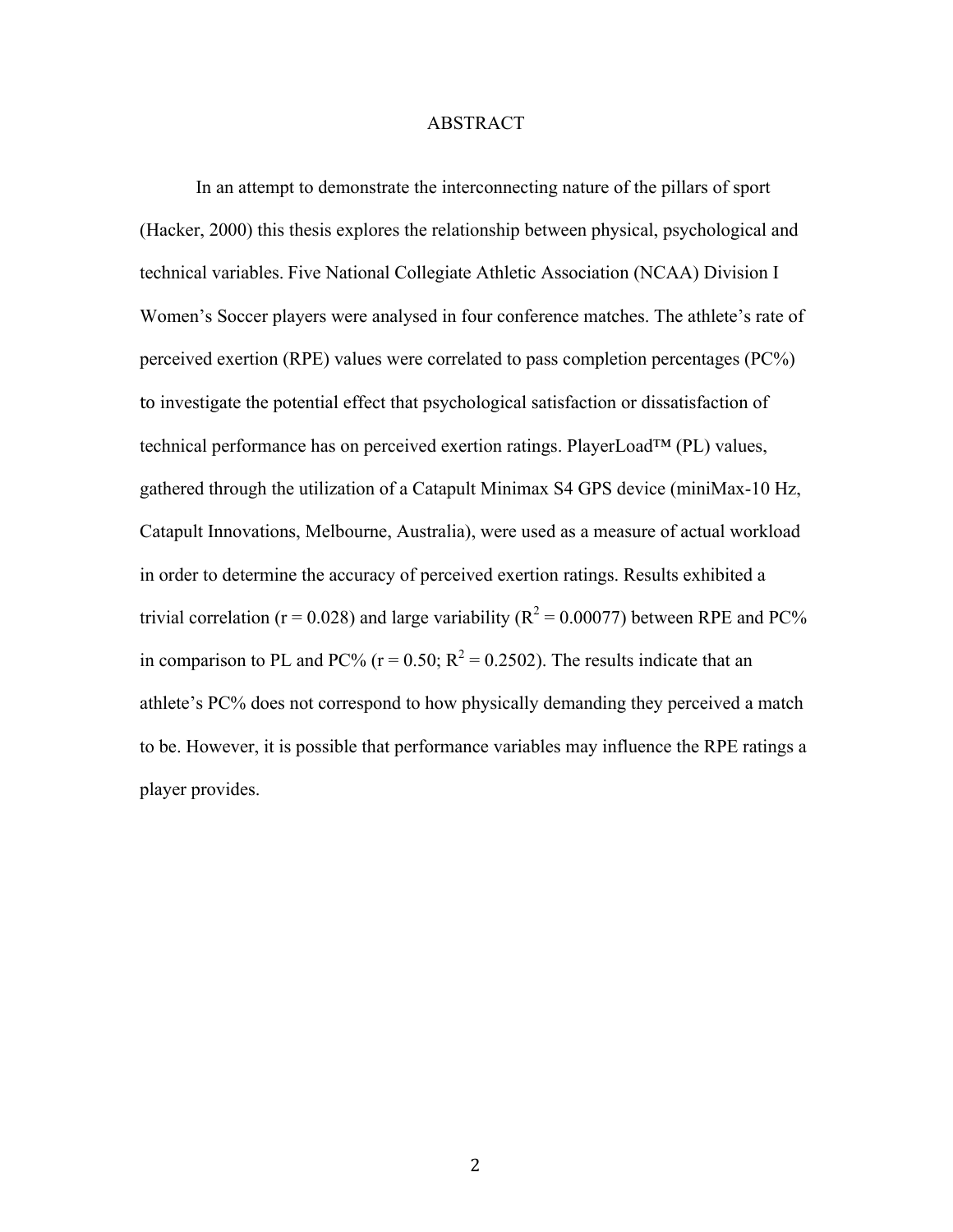# ABSTRACT

In an attempt to demonstrate the interconnecting nature of the pillars of sport (Hacker, 2000) this thesis explores the relationship between physical, psychological and technical variables. Five National Collegiate Athletic Association (NCAA) Division I Women's Soccer players were analysed in four conference matches. The athlete's rate of perceived exertion (RPE) values were correlated to pass completion percentages (PC%) to investigate the potential effect that psychological satisfaction or dissatisfaction of technical performance has on perceived exertion ratings. PlayerLoad™ (PL) values, gathered through the utilization of a Catapult Minimax S4 GPS device (miniMax-10 Hz, Catapult Innovations, Melbourne, Australia), were used as a measure of actual workload in order to determine the accuracy of perceived exertion ratings. Results exhibited a trivial correlation ($r = 0.028$) and large variability ($R^2 = 0.00077$) between RPE and PC% in comparison to PL and PC% ($r = 0.50$; $R^2 = 0.2502$). The results indicate that an athlete's PC% does not correspond to how physically demanding they perceived a match to be. However, it is possible that performance variables may influence the RPE ratings a player provides.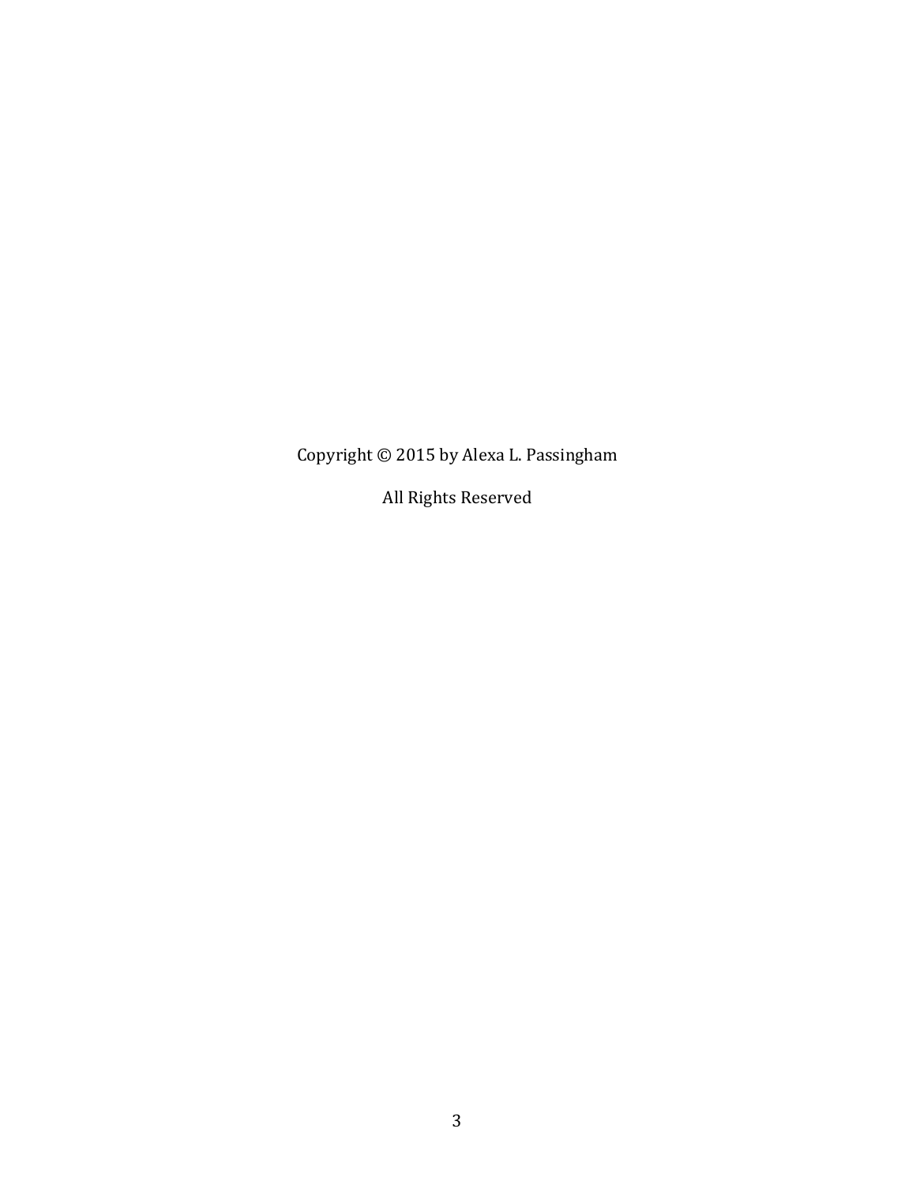Copyright © 2015 by Alexa L. Passingham

All Rights Reserved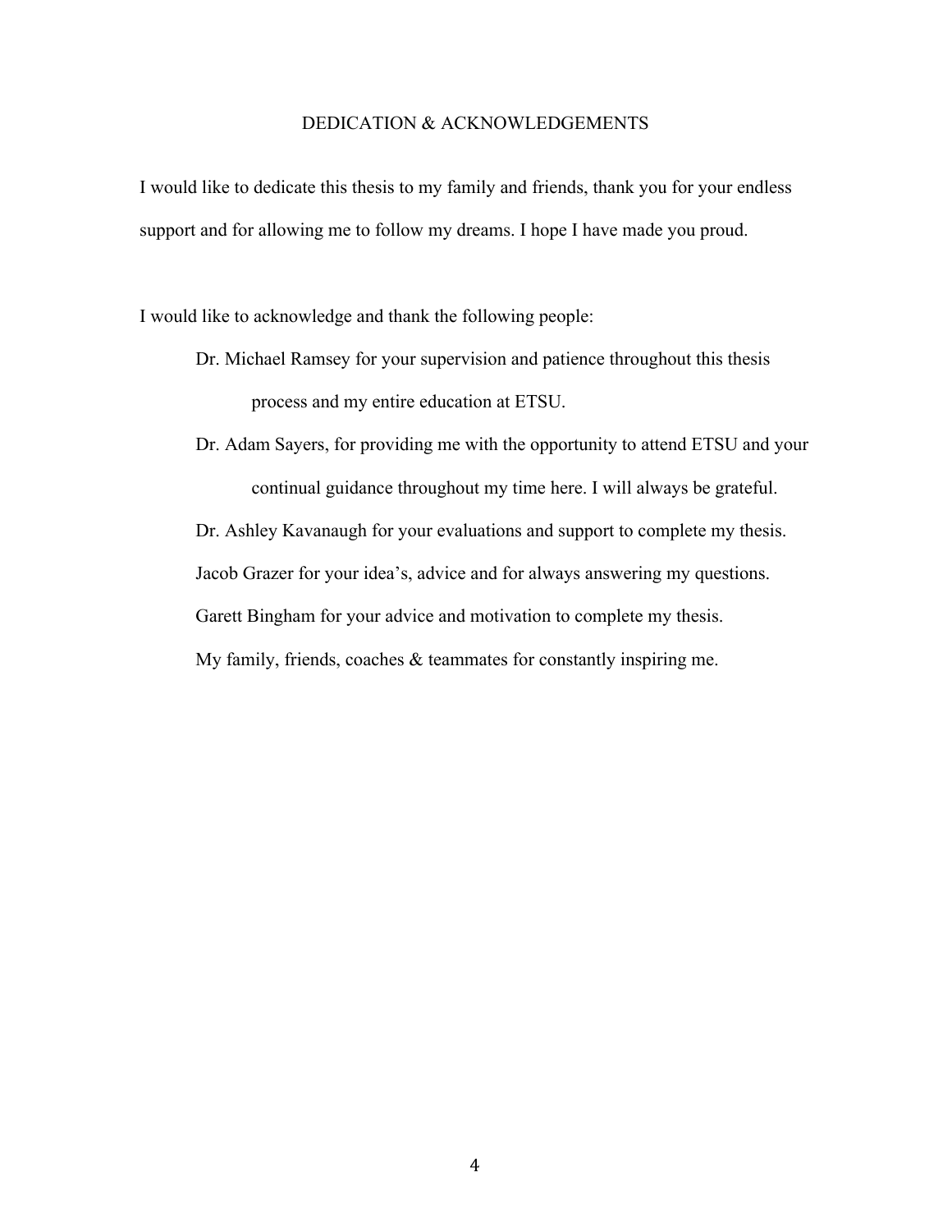# DEDICATION & ACKNOWLEDGEMENTS

I would like to dedicate this thesis to my family and friends, thank you for your endless support and for allowing me to follow my dreams. I hope I have made you proud.

I would like to acknowledge and thank the following people:

Dr. Michael Ramsey for your supervision and patience throughout this thesis process and my entire education at ETSU.

Dr. Adam Sayers, for providing me with the opportunity to attend ETSU and your continual guidance throughout my time here. I will always be grateful.

Dr. Ashley Kavanaugh for your evaluations and support to complete my thesis.

Jacob Grazer for your idea's, advice and for always answering my questions.

Garett Bingham for your advice and motivation to complete my thesis.

My family, friends, coaches & teammates for constantly inspiring me.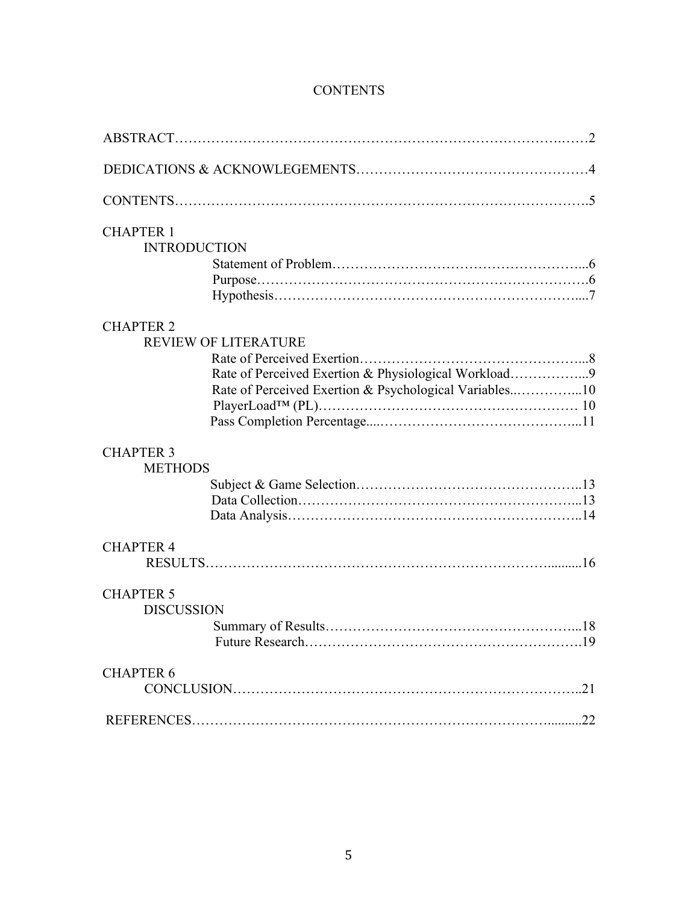# CONTENTS

ABSTRACT……………………………………………………………………….……2

DEDICATIONS & ACKNOWLEGEMENTS…………………………………………4

CONTENTS…………………………………………………………………………….5

CHAPTER 1

INTRODUCTION

- Statement of Problem………………………………………………...6
- Purpose…………………………………………………………….6
- Hypothesis……………………………………………………….....7

CHAPTER 2

REVIEW OF LITERATURE

- Rate of Perceived Exertion…………………………………………...8
- Rate of Perceived Exertion & Physiological Workload……………...9
- Rate of Perceived Exertion & Psychological Variables..…………...10
- PlayerLoad™ (PL)………………………………………………… 10
- Pass Completion Percentage....…………………………………...11

CHAPTER 3

METHODS

- Subject & Game Selection………………………………………..13
- Data Collection…………………………………………………...13
- Data Analysis……………………………………………………..14

CHAPTER 4

RESULTS……………………………………………………………….........16

CHAPTER 5

DISCUSSION

- Summary of Results……………………………………………...18
- Future Research………………………………………………….19

CHAPTER 6

CONCLUSION…………………………………………………………………..21

REFERENCES…………………………………………………………….........22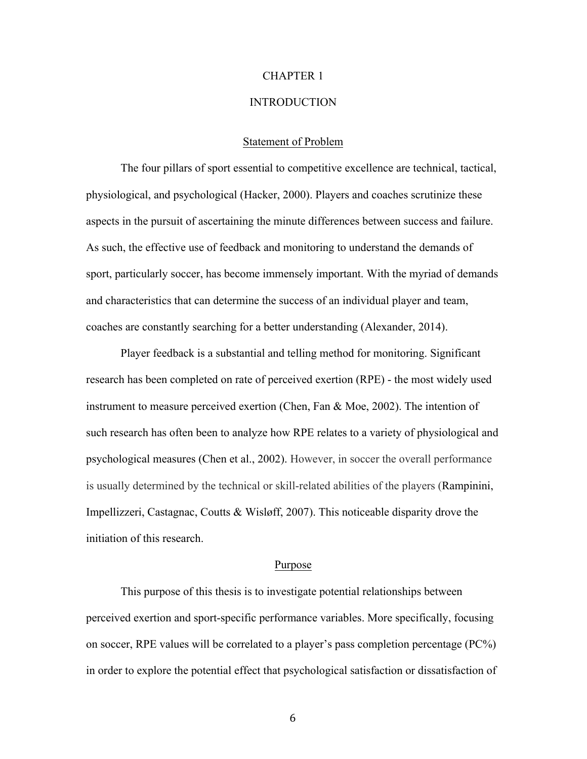# CHAPTER 1

# INTRODUCTION

## Statement of Problem

The four pillars of sport essential to competitive excellence are technical, tactical, physiological, and psychological (Hacker, 2000). Players and coaches scrutinize these aspects in the pursuit of ascertaining the minute differences between success and failure. As such, the effective use of feedback and monitoring to understand the demands of sport, particularly soccer, has become immensely important. With the myriad of demands and characteristics that can determine the success of an individual player and team, coaches are constantly searching for a better understanding (Alexander, 2014).

Player feedback is a substantial and telling method for monitoring. Significant research has been completed on rate of perceived exertion (RPE) - the most widely used instrument to measure perceived exertion (Chen, Fan & Moe, 2002). The intention of such research has often been to analyze how RPE relates to a variety of physiological and psychological measures (Chen et al., 2002). However, in soccer the overall performance is usually determined by the technical or skill-related abilities of the players (Rampinini, Impellizzeri, Castagnac, Coutts & Wisløff, 2007). This noticeable disparity drove the initiation of this research.

## Purpose

This purpose of this thesis is to investigate potential relationships between perceived exertion and sport-specific performance variables. More specifically, focusing on soccer, RPE values will be correlated to a player's pass completion percentage (PC%) in order to explore the potential effect that psychological satisfaction or dissatisfaction of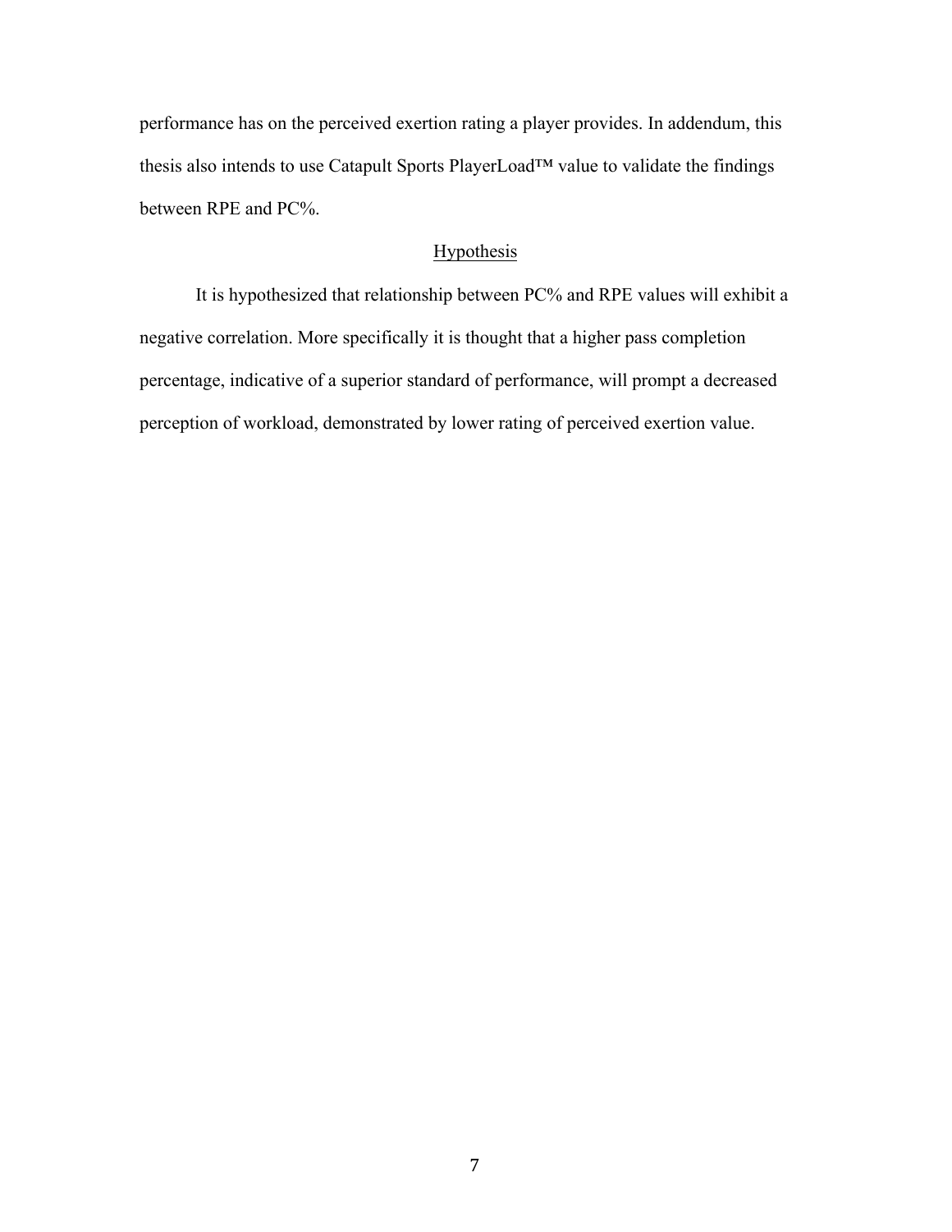performance has on the perceived exertion rating a player provides. In addendum, this thesis also intends to use Catapult Sports PlayerLoad™ value to validate the findings between RPE and PC%.

## Hypothesis

It is hypothesized that relationship between PC% and RPE values will exhibit a negative correlation. More specifically it is thought that a higher pass completion percentage, indicative of a superior standard of performance, will prompt a decreased perception of workload, demonstrated by lower rating of perceived exertion value.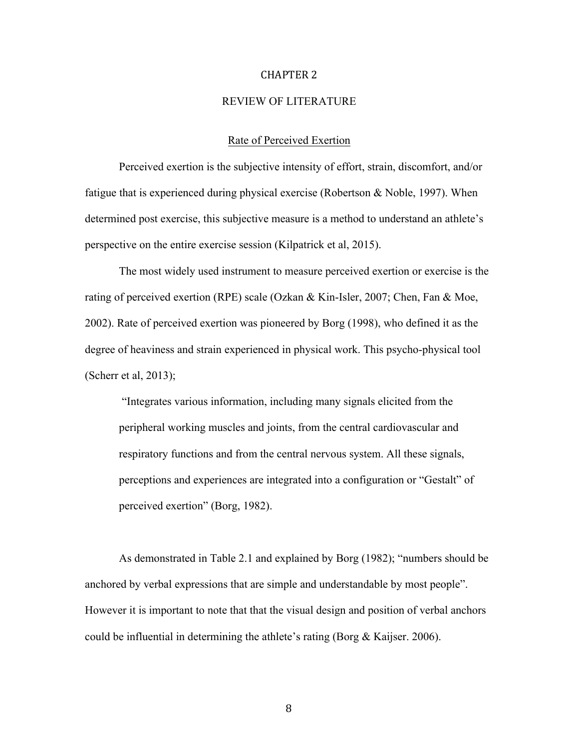# CHAPTER 2

# REVIEW OF LITERATURE

## Rate of Perceived Exertion

Perceived exertion is the subjective intensity of effort, strain, discomfort, and/or fatigue that is experienced during physical exercise (Robertson & Noble, 1997). When determined post exercise, this subjective measure is a method to understand an athlete's perspective on the entire exercise session (Kilpatrick et al, 2015).

The most widely used instrument to measure perceived exertion or exercise is the rating of perceived exertion (RPE) scale (Ozkan & Kin-Isler, 2007; Chen, Fan & Moe, 2002). Rate of perceived exertion was pioneered by Borg (1998), who defined it as the degree of heaviness and strain experienced in physical work. This psycho-physical tool (Scherr et al, 2013);

> "Integrates various information, including many signals elicited from the peripheral working muscles and joints, from the central cardiovascular and respiratory functions and from the central nervous system. All these signals, perceptions and experiences are integrated into a configuration or "Gestalt" of perceived exertion" (Borg, 1982).

As demonstrated in Table 2.1 and explained by Borg (1982); "numbers should be anchored by verbal expressions that are simple and understandable by most people". However it is important to note that that the visual design and position of verbal anchors could be influential in determining the athlete's rating (Borg & Kaijser. 2006).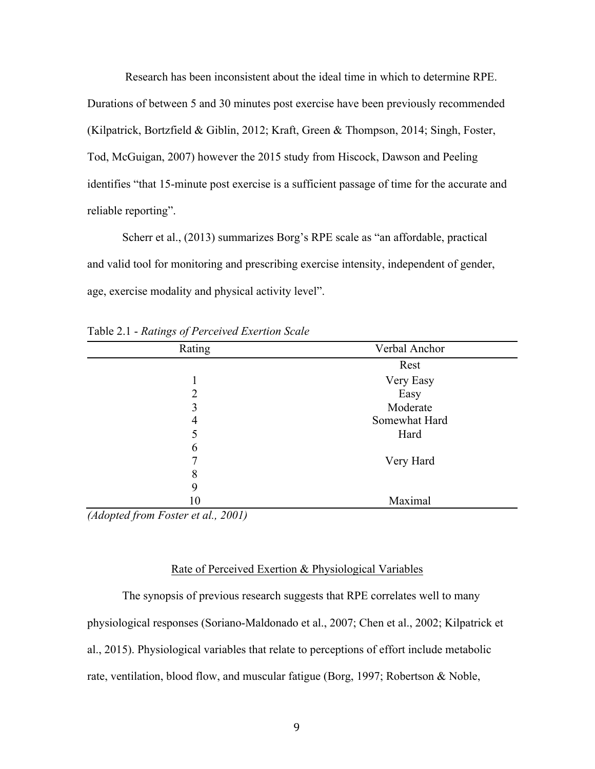Research has been inconsistent about the ideal time in which to determine RPE. Durations of between 5 and 30 minutes post exercise have been previously recommended (Kilpatrick, Bortzfield & Giblin, 2012; Kraft, Green & Thompson, 2014; Singh, Foster, Tod, McGuigan, 2007) however the 2015 study from Hiscock, Dawson and Peeling identifies “that 15-minute post exercise is a sufficient passage of time for the accurate and reliable reporting”.

Scherr et al., (2013) summarizes Borg’s RPE scale as “an affordable, practical and valid tool for monitoring and prescribing exercise intensity, independent of gender, age, exercise modality and physical activity level”.

Table 2.1 - *Ratings of Perceived Exertion Scale*

| Rating | Verbal Anchor |
|---|---|
| | Rest |
| 1 | Very Easy |
| 2 | Easy |
| 3 | Moderate |
| 4 | Somewhat Hard |
| 5 | Hard |
| 6 | |
| 7 | Very Hard |
| 8 | |
| 9 | |
| 10 | Maximal |

*(Adopted from Foster et al., 2001)*

## Rate of Perceived Exertion & Physiological Variables

The synopsis of previous research suggests that RPE correlates well to many physiological responses (Soriano-Maldonado et al., 2007; Chen et al., 2002; Kilpatrick et al., 2015). Physiological variables that relate to perceptions of effort include metabolic rate, ventilation, blood flow, and muscular fatigue (Borg, 1997; Robertson & Noble,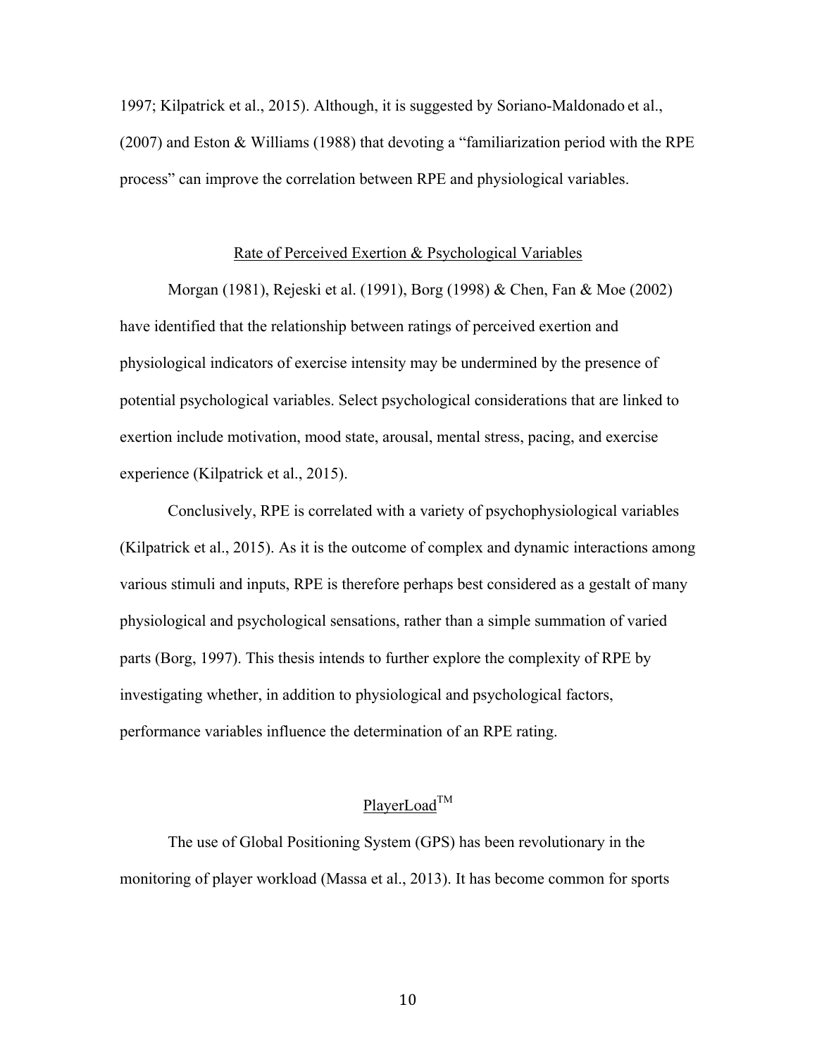1997; Kilpatrick et al., 2015). Although, it is suggested by Soriano-Maldonado et al., (2007) and Eston & Williams (1988) that devoting a "familiarization period with the RPE process" can improve the correlation between RPE and physiological variables.

## Rate of Perceived Exertion & Psychological Variables

Morgan (1981), Rejeski et al. (1991), Borg (1998) & Chen, Fan & Moe (2002) have identified that the relationship between ratings of perceived exertion and physiological indicators of exercise intensity may be undermined by the presence of potential psychological variables. Select psychological considerations that are linked to exertion include motivation, mood state, arousal, mental stress, pacing, and exercise experience (Kilpatrick et al., 2015).

Conclusively, RPE is correlated with a variety of psychophysiological variables (Kilpatrick et al., 2015). As it is the outcome of complex and dynamic interactions among various stimuli and inputs, RPE is therefore perhaps best considered as a gestalt of many physiological and psychological sensations, rather than a simple summation of varied parts (Borg, 1997). This thesis intends to further explore the complexity of RPE by investigating whether, in addition to physiological and psychological factors, performance variables influence the determination of an RPE rating.

## PlayerLoad™

The use of Global Positioning System (GPS) has been revolutionary in the monitoring of player workload (Massa et al., 2013). It has become common for sports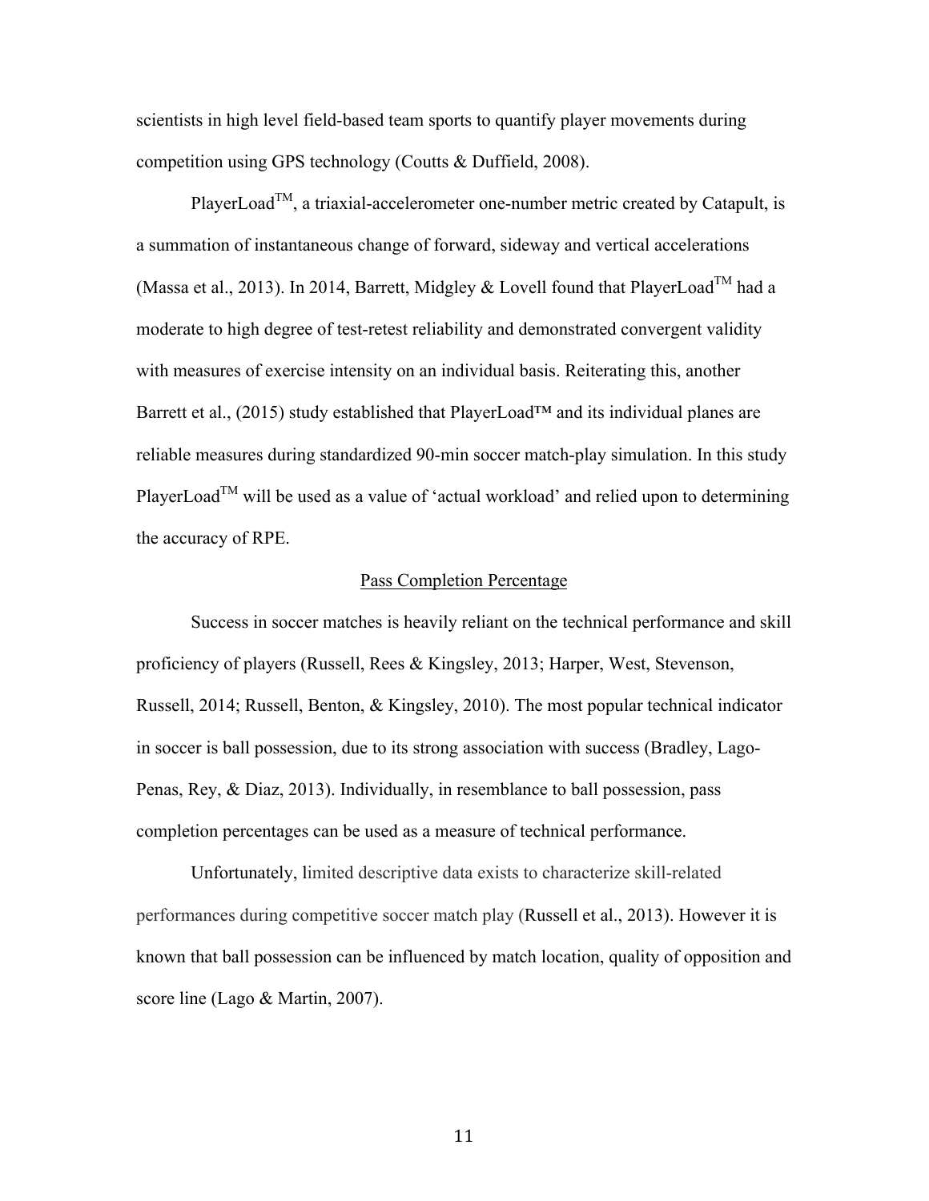scientists in high level field-based team sports to quantify player movements during competition using GPS technology (Coutts & Duffield, 2008).

PlayerLoad$^{TM}$, a triaxial-accelerometer one-number metric created by Catapult, is a summation of instantaneous change of forward, sideway and vertical accelerations (Massa et al., 2013). In 2014, Barrett, Midgley & Lovell found that PlayerLoad$^{TM}$ had a moderate to high degree of test-retest reliability and demonstrated convergent validity with measures of exercise intensity on an individual basis. Reiterating this, another Barrett et al., (2015) study established that PlayerLoad™ and its individual planes are reliable measures during standardized 90-min soccer match-play simulation. In this study PlayerLoad$^{TM}$ will be used as a value of 'actual workload' and relied upon to determining the accuracy of RPE.

## Pass Completion Percentage

Success in soccer matches is heavily reliant on the technical performance and skill proficiency of players (Russell, Rees & Kingsley, 2013; Harper, West, Stevenson, Russell, 2014; Russell, Benton, & Kingsley, 2010). The most popular technical indicator in soccer is ball possession, due to its strong association with success (Bradley, Lago-Penas, Rey, & Diaz, 2013). Individually, in resemblance to ball possession, pass completion percentages can be used as a measure of technical performance.

Unfortunately, limited descriptive data exists to characterize skill-related performances during competitive soccer match play (Russell et al., 2013). However it is known that ball possession can be influenced by match location, quality of opposition and score line (Lago & Martin, 2007).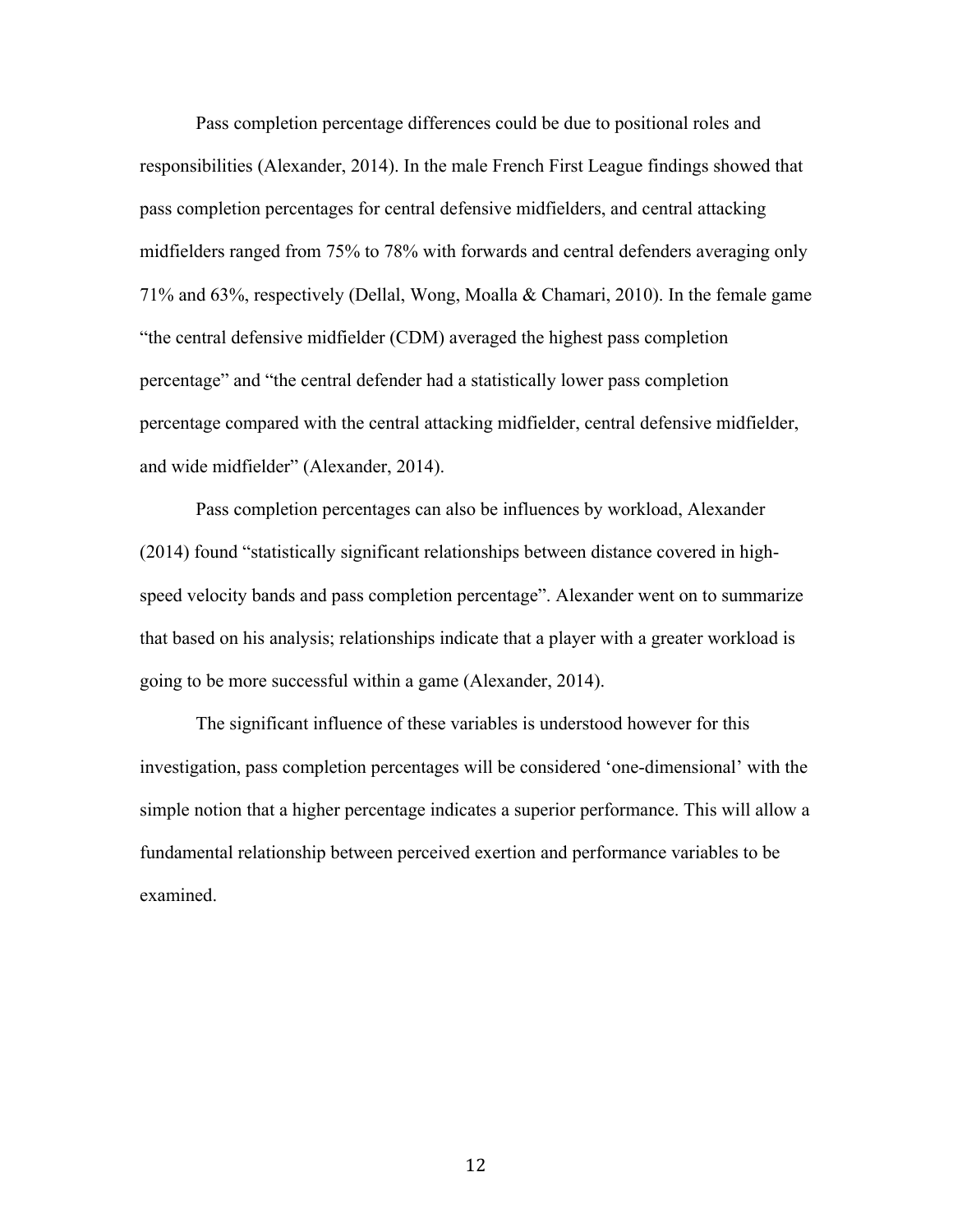Pass completion percentage differences could be due to positional roles and responsibilities (Alexander, 2014). In the male French First League findings showed that pass completion percentages for central defensive midfielders, and central attacking midfielders ranged from 75% to 78% with forwards and central defenders averaging only 71% and 63%, respectively (Dellal, Wong, Moalla & Chamari, 2010). In the female game "the central defensive midfielder (CDM) averaged the highest pass completion percentage" and "the central defender had a statistically lower pass completion percentage compared with the central attacking midfielder, central defensive midfielder, and wide midfielder" (Alexander, 2014).

Pass completion percentages can also be influences by workload, Alexander (2014) found "statistically significant relationships between distance covered in high-speed velocity bands and pass completion percentage". Alexander went on to summarize that based on his analysis; relationships indicate that a player with a greater workload is going to be more successful within a game (Alexander, 2014).

The significant influence of these variables is understood however for this investigation, pass completion percentages will be considered 'one-dimensional' with the simple notion that a higher percentage indicates a superior performance. This will allow a fundamental relationship between perceived exertion and performance variables to be examined.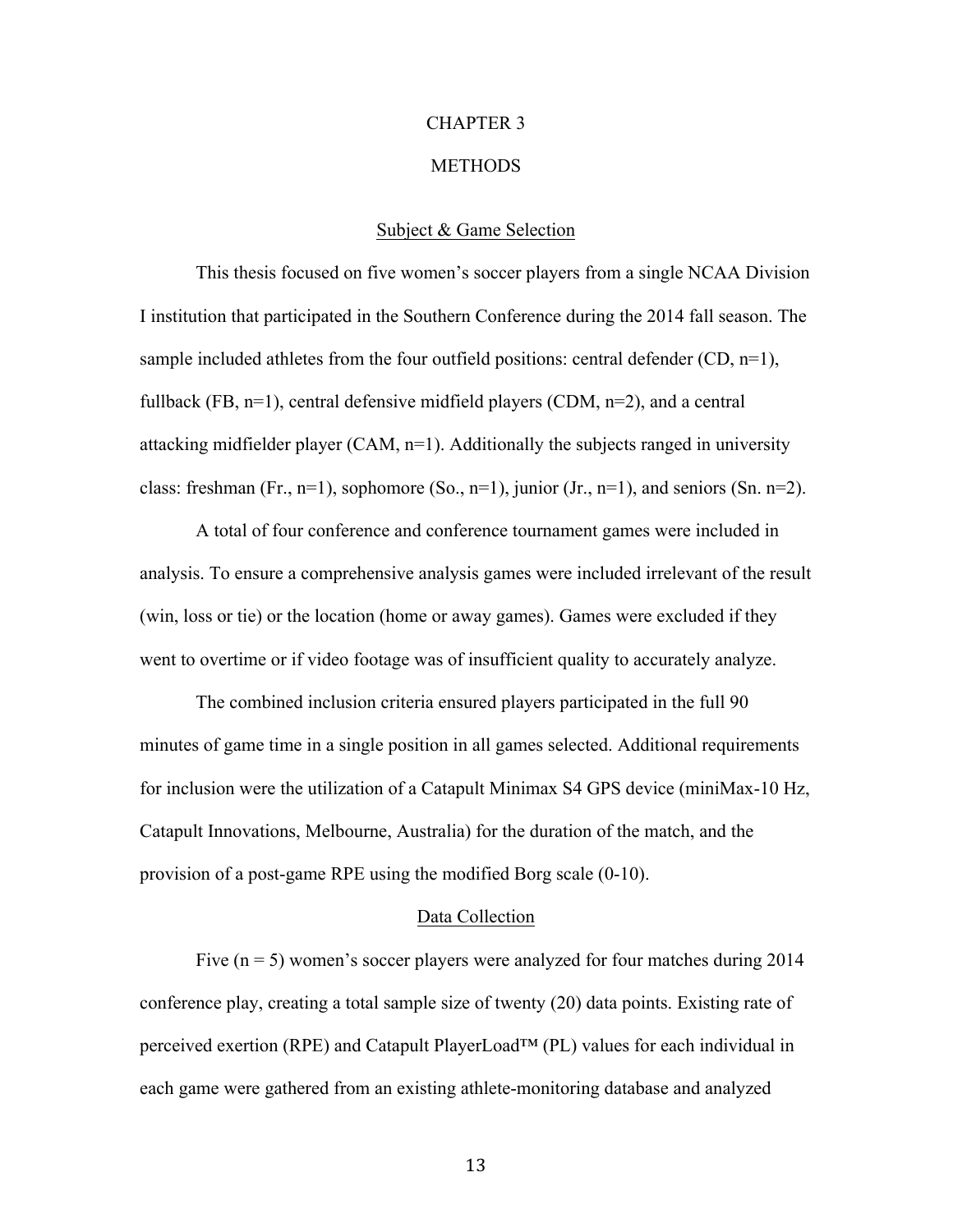# CHAPTER 3

# METHODS

## Subject & Game Selection

This thesis focused on five women's soccer players from a single NCAA Division I institution that participated in the Southern Conference during the 2014 fall season. The sample included athletes from the four outfield positions: central defender (CD, n=1), fullback (FB, n=1), central defensive midfield players (CDM, n=2), and a central attacking midfielder player (CAM, n=1). Additionally the subjects ranged in university class: freshman (Fr., n=1), sophomore (So., n=1), junior (Jr., n=1), and seniors (Sn. n=2).

A total of four conference and conference tournament games were included in analysis. To ensure a comprehensive analysis games were included irrelevant of the result (win, loss or tie) or the location (home or away games). Games were excluded if they went to overtime or if video footage was of insufficient quality to accurately analyze.

The combined inclusion criteria ensured players participated in the full 90 minutes of game time in a single position in all games selected. Additional requirements for inclusion were the utilization of a Catapult Minimax S4 GPS device (miniMax-10 Hz, Catapult Innovations, Melbourne, Australia) for the duration of the match, and the provision of a post-game RPE using the modified Borg scale (0-10).

## Data Collection

Five (n = 5) women's soccer players were analyzed for four matches during 2014 conference play, creating a total sample size of twenty (20) data points. Existing rate of perceived exertion (RPE) and Catapult PlayerLoad™ (PL) values for each individual in each game were gathered from an existing athlete-monitoring database and analyzed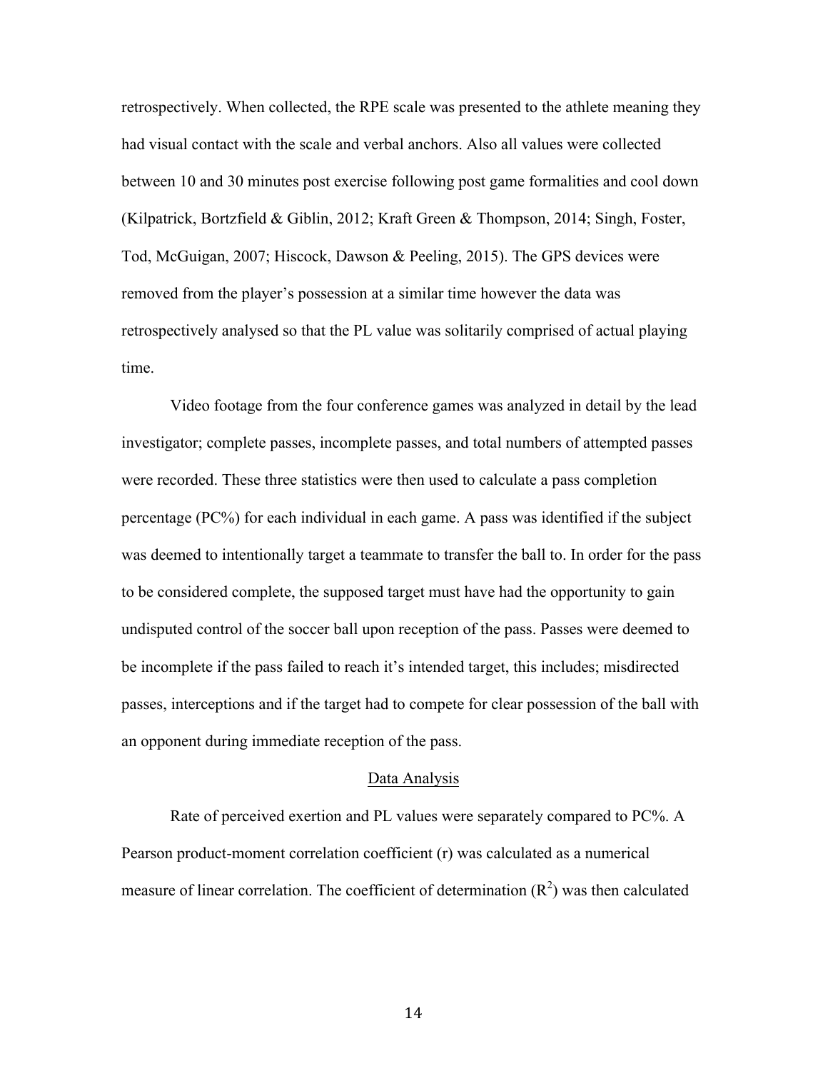retrospectively. When collected, the RPE scale was presented to the athlete meaning they had visual contact with the scale and verbal anchors. Also all values were collected between 10 and 30 minutes post exercise following post game formalities and cool down (Kilpatrick, Bortzfield & Giblin, 2012; Kraft Green & Thompson, 2014; Singh, Foster, Tod, McGuigan, 2007; Hiscock, Dawson & Peeling, 2015). The GPS devices were removed from the player's possession at a similar time however the data was retrospectively analysed so that the PL value was solitarily comprised of actual playing time.

Video footage from the four conference games was analyzed in detail by the lead investigator; complete passes, incomplete passes, and total numbers of attempted passes were recorded. These three statistics were then used to calculate a pass completion percentage (PC%) for each individual in each game. A pass was identified if the subject was deemed to intentionally target a teammate to transfer the ball to. In order for the pass to be considered complete, the supposed target must have had the opportunity to gain undisputed control of the soccer ball upon reception of the pass. Passes were deemed to be incomplete if the pass failed to reach it's intended target, this includes; misdirected passes, interceptions and if the target had to compete for clear possession of the ball with an opponent during immediate reception of the pass.

## Data Analysis

Rate of perceived exertion and PL values were separately compared to PC%. A Pearson product-moment correlation coefficient (r) was calculated as a numerical measure of linear correlation. The coefficient of determination ($R^2$) was then calculated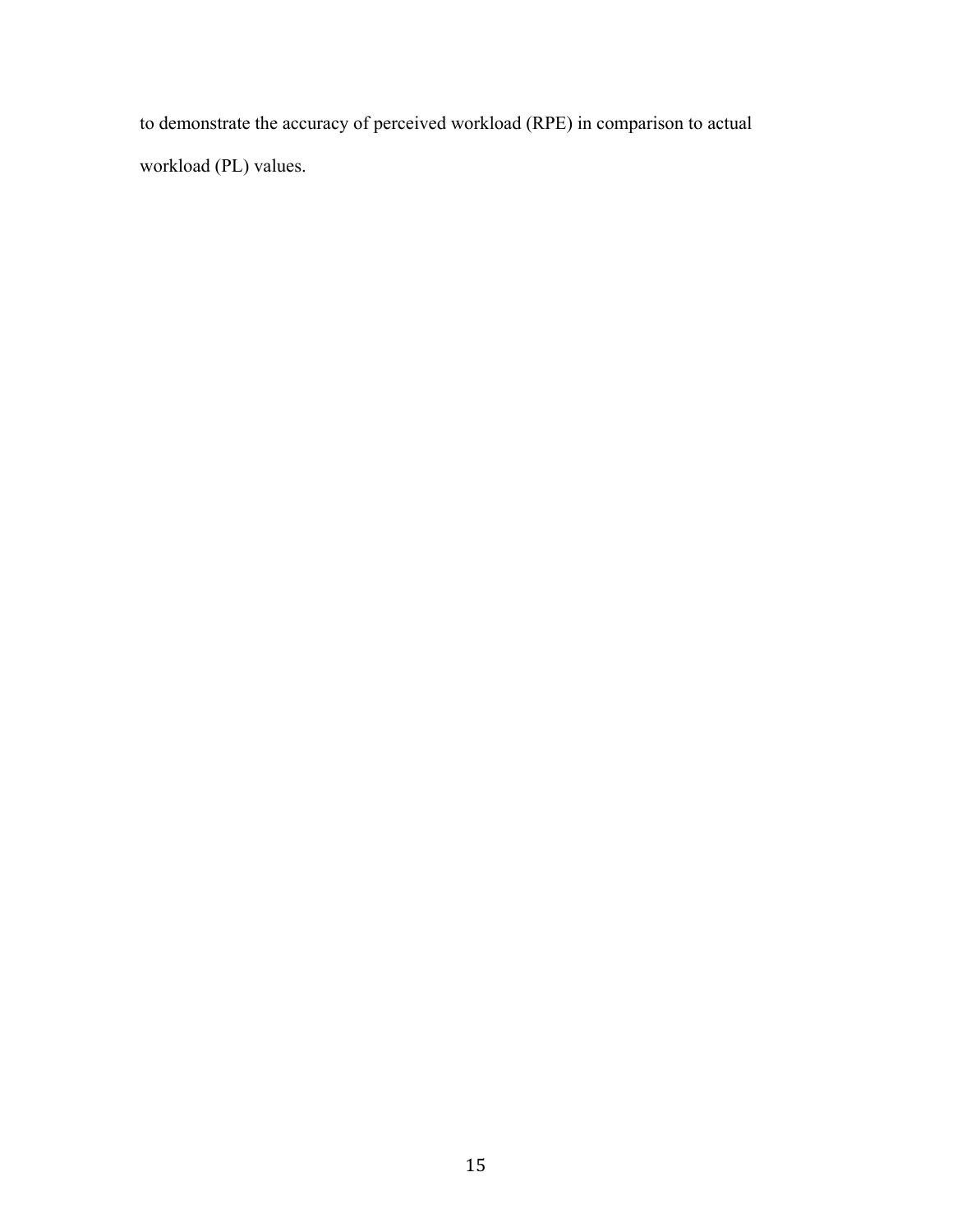to demonstrate the accuracy of perceived workload (RPE) in comparison to actual workload (PL) values.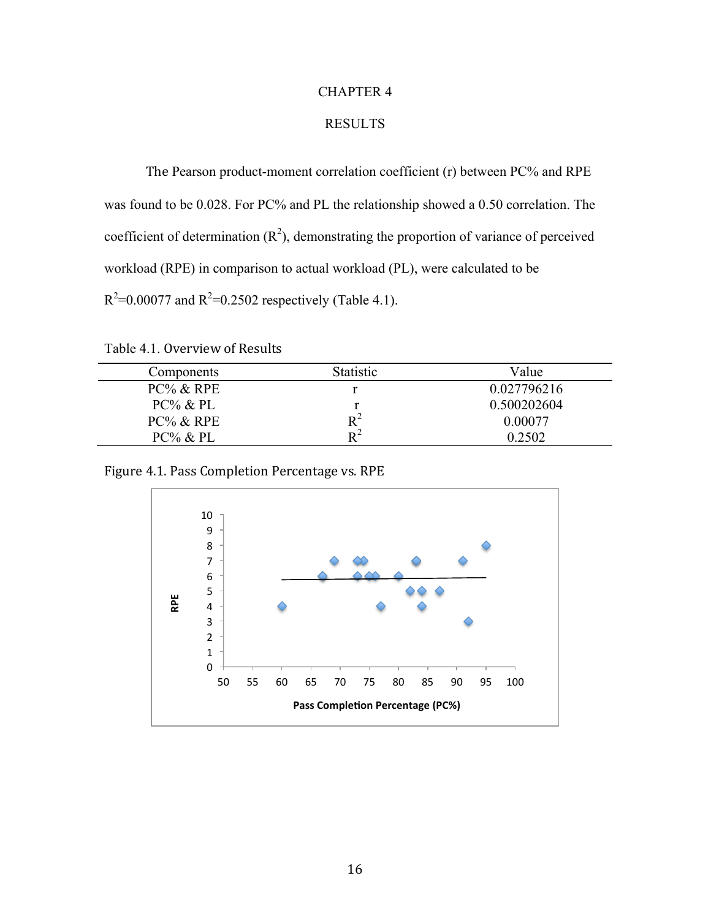# CHAPTER 4

## RESULTS

The Pearson product-moment correlation coefficient (r) between PC% and RPE was found to be 0.028. For PC% and PL the relationship showed a 0.50 correlation. The coefficient of determination ($R^2$), demonstrating the proportion of variance of perceived workload (RPE) in comparison to actual workload (PL), were calculated to be $R^2$=0.00077 and $R^2$=0.2502 respectively (Table 4.1).

Table 4.1. Overview of Results

| Components | Statistic | Value |
|---|---|---|
| PC% & RPE | r | 0.027796216 |
| PC% & PL | r | 0.500202604 |
| PC% & RPE | $R^2$ | 0.00077 |
| PC% & PL | $R^2$ | 0.2502 |

Figure 4.1. Pass Completion Percentage vs. RPE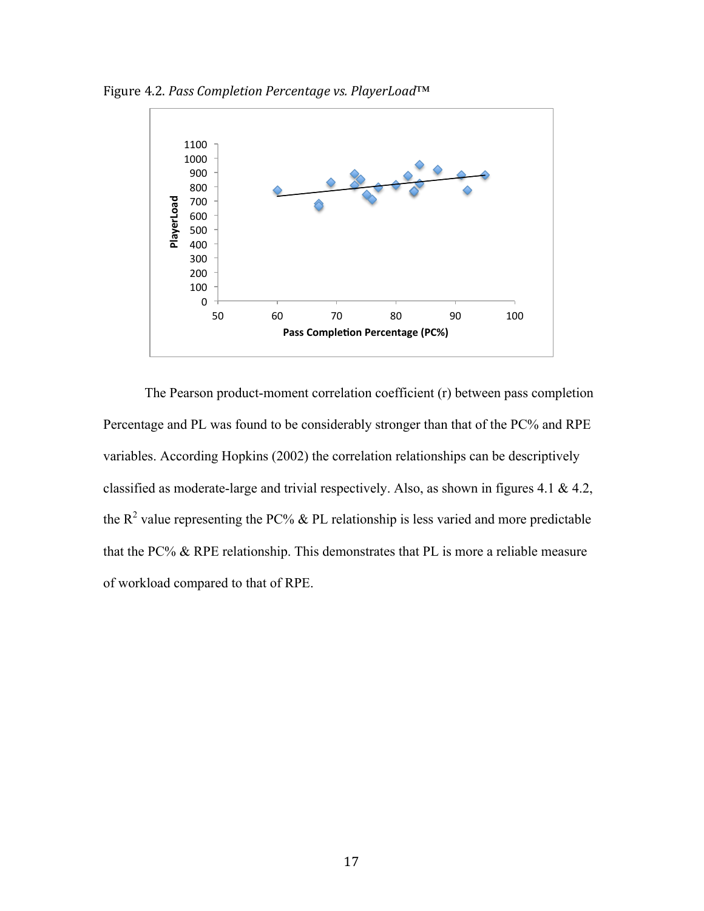Figure 4.2. *Pass Completion Percentage vs. PlayerLoad™*

The Pearson product-moment correlation coefficient (r) between pass completion Percentage and PL was found to be considerably stronger than that of the PC% and RPE variables. According Hopkins (2002) the correlation relationships can be descriptively classified as moderate-large and trivial respectively. Also, as shown in figures 4.1 & 4.2, the $R^2$ value representing the PC% & PL relationship is less varied and more predictable that the PC% & RPE relationship. This demonstrates that PL is more a reliable measure of workload compared to that of RPE.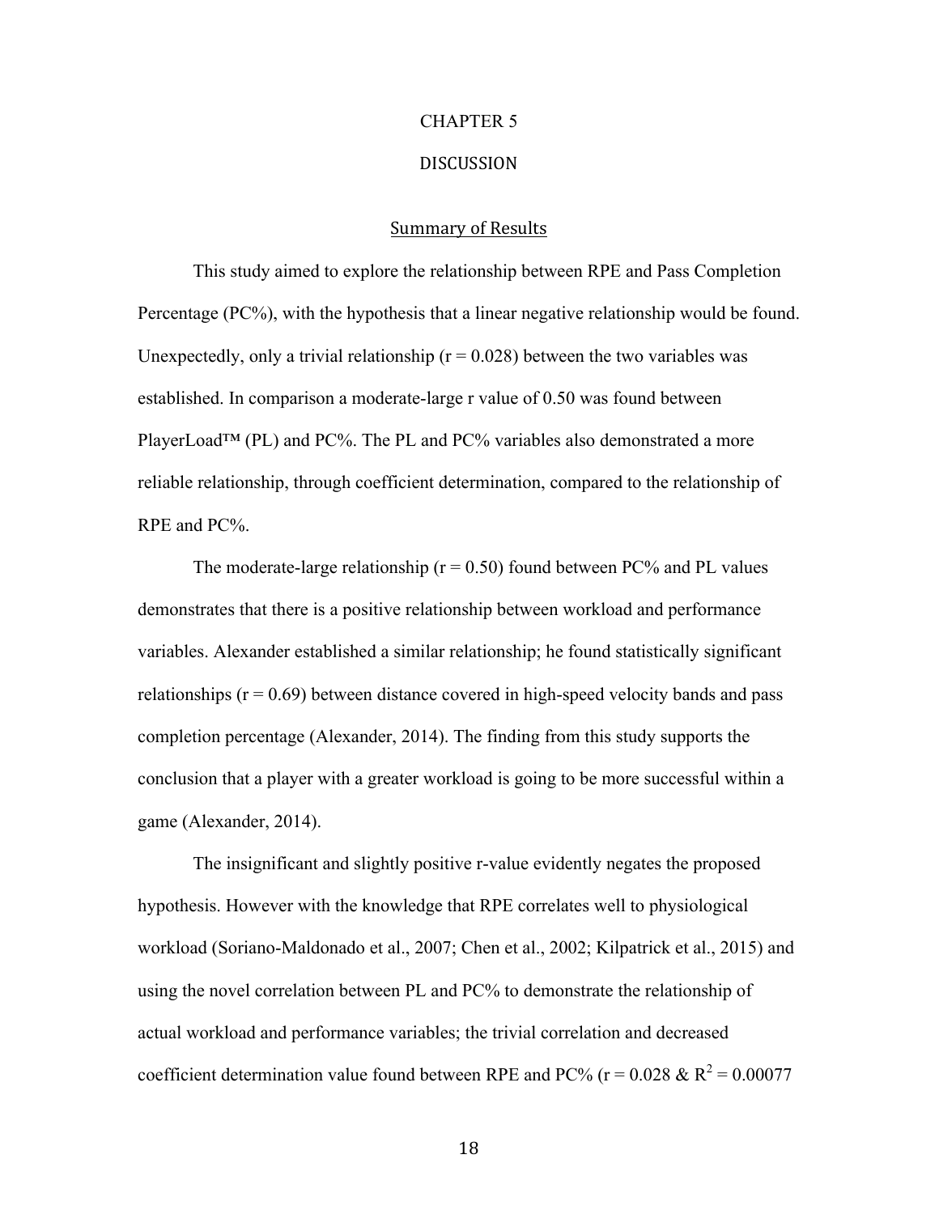# CHAPTER 5

# DISCUSSION

## Summary of Results

This study aimed to explore the relationship between RPE and Pass Completion Percentage (PC%), with the hypothesis that a linear negative relationship would be found. Unexpectedly, only a trivial relationship ($r = 0.028$) between the two variables was established. In comparison a moderate-large r value of 0.50 was found between PlayerLoad™ (PL) and PC%. The PL and PC% variables also demonstrated a more reliable relationship, through coefficient determination, compared to the relationship of RPE and PC%.

The moderate-large relationship ($r = 0.50$) found between PC% and PL values demonstrates that there is a positive relationship between workload and performance variables. Alexander established a similar relationship; he found statistically significant relationships ($r = 0.69$) between distance covered in high-speed velocity bands and pass completion percentage (Alexander, 2014). The finding from this study supports the conclusion that a player with a greater workload is going to be more successful within a game (Alexander, 2014).

The insignificant and slightly positive r-value evidently negates the proposed hypothesis. However with the knowledge that RPE correlates well to physiological workload (Soriano-Maldonado et al., 2007; Chen et al., 2002; Kilpatrick et al., 2015) and using the novel correlation between PL and PC% to demonstrate the relationship of actual workload and performance variables; the trivial correlation and decreased coefficient determination value found between RPE and PC% ($r = 0.028$ & $R^2 = 0.00077$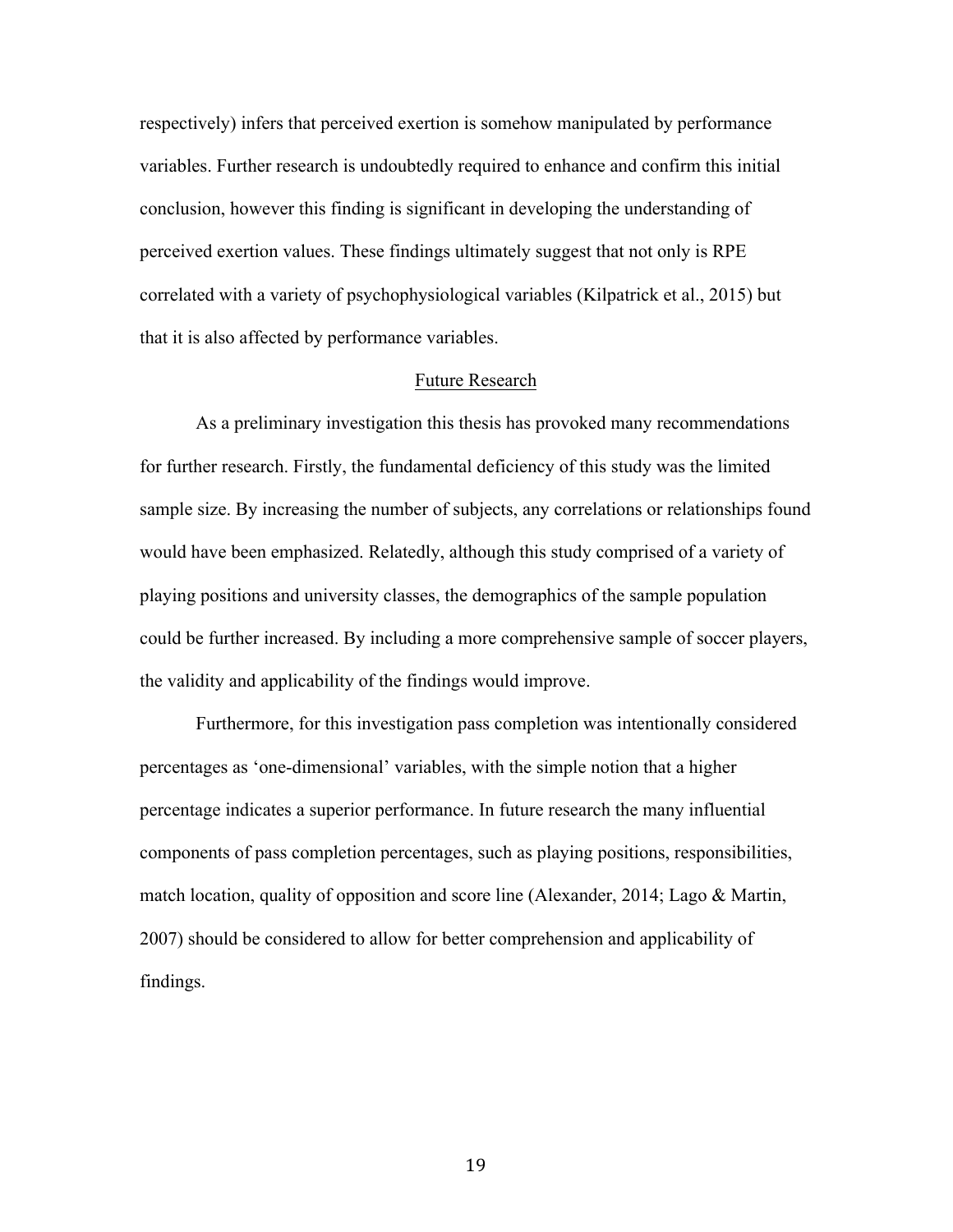respectively) infers that perceived exertion is somehow manipulated by performance variables. Further research is undoubtedly required to enhance and confirm this initial conclusion, however this finding is significant in developing the understanding of perceived exertion values. These findings ultimately suggest that not only is RPE correlated with a variety of psychophysiological variables (Kilpatrick et al., 2015) but that it is also affected by performance variables.

## Future Research

As a preliminary investigation this thesis has provoked many recommendations for further research. Firstly, the fundamental deficiency of this study was the limited sample size. By increasing the number of subjects, any correlations or relationships found would have been emphasized. Relatedly, although this study comprised of a variety of playing positions and university classes, the demographics of the sample population could be further increased. By including a more comprehensive sample of soccer players, the validity and applicability of the findings would improve.

Furthermore, for this investigation pass completion was intentionally considered percentages as 'one-dimensional' variables, with the simple notion that a higher percentage indicates a superior performance. In future research the many influential components of pass completion percentages, such as playing positions, responsibilities, match location, quality of opposition and score line (Alexander, 2014; Lago & Martin, 2007) should be considered to allow for better comprehension and applicability of findings.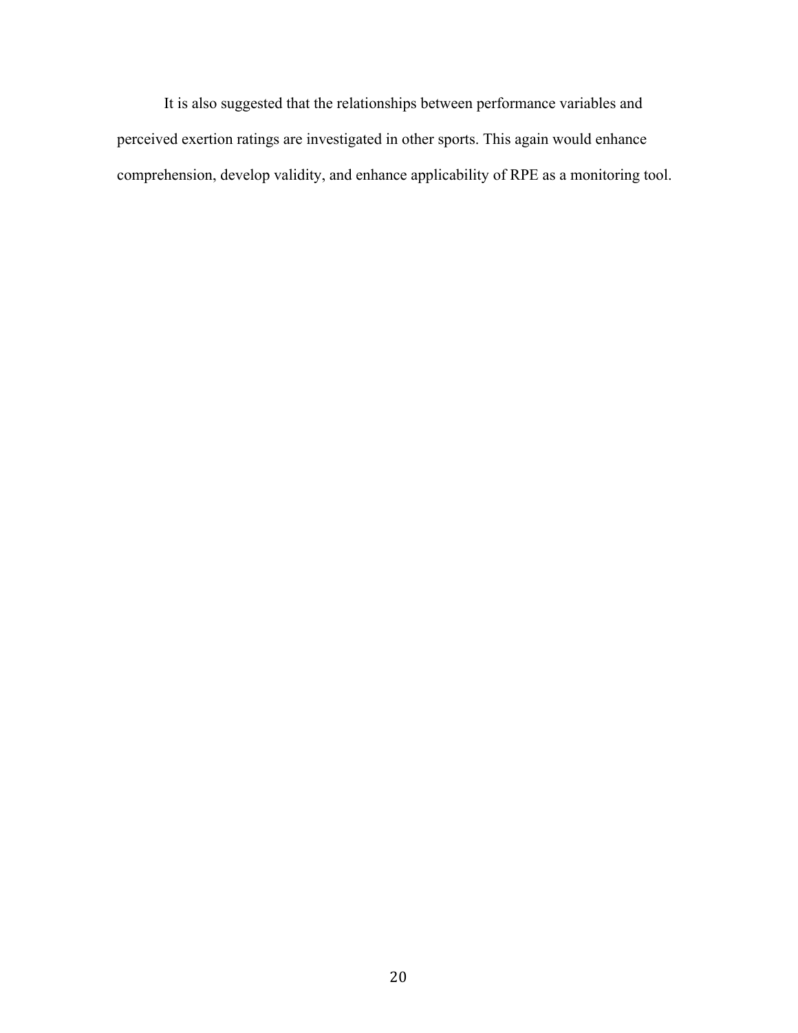It is also suggested that the relationships between performance variables and perceived exertion ratings are investigated in other sports. This again would enhance comprehension, develop validity, and enhance applicability of RPE as a monitoring tool.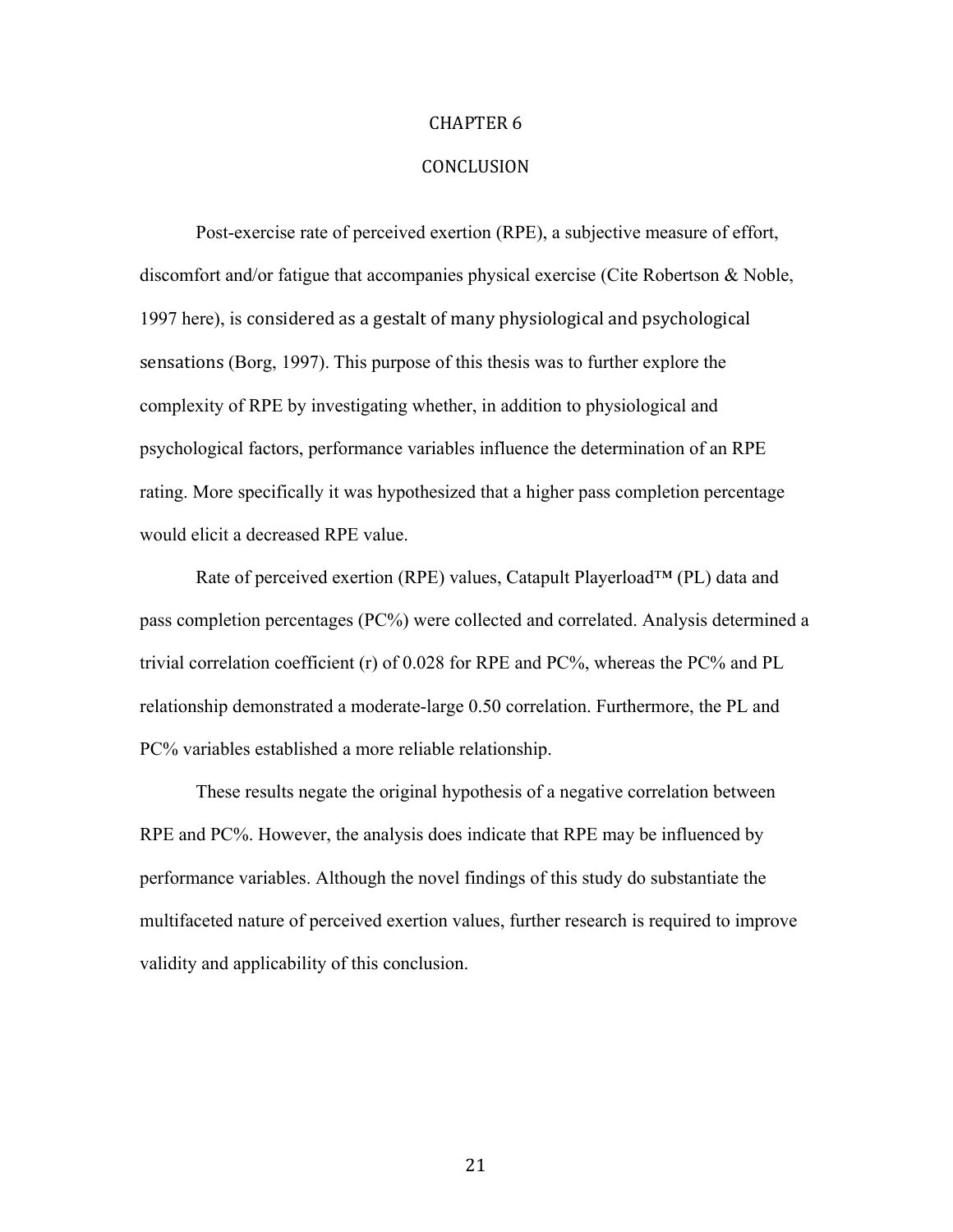# CHAPTER 6

# CONCLUSION

Post-exercise rate of perceived exertion (RPE), a subjective measure of effort, discomfort and/or fatigue that accompanies physical exercise (Cite Robertson & Noble, 1997 here), is considered as a gestalt of many physiological and psychological sensations (Borg, 1997). This purpose of this thesis was to further explore the complexity of RPE by investigating whether, in addition to physiological and psychological factors, performance variables influence the determination of an RPE rating. More specifically it was hypothesized that a higher pass completion percentage would elicit a decreased RPE value.

Rate of perceived exertion (RPE) values, Catapult Playerload™ (PL) data and pass completion percentages (PC%) were collected and correlated. Analysis determined a trivial correlation coefficient (r) of 0.028 for RPE and PC%, whereas the PC% and PL relationship demonstrated a moderate-large 0.50 correlation. Furthermore, the PL and PC% variables established a more reliable relationship.

These results negate the original hypothesis of a negative correlation between RPE and PC%. However, the analysis does indicate that RPE may be influenced by performance variables. Although the novel findings of this study do substantiate the multifaceted nature of perceived exertion values, further research is required to improve validity and applicability of this conclusion.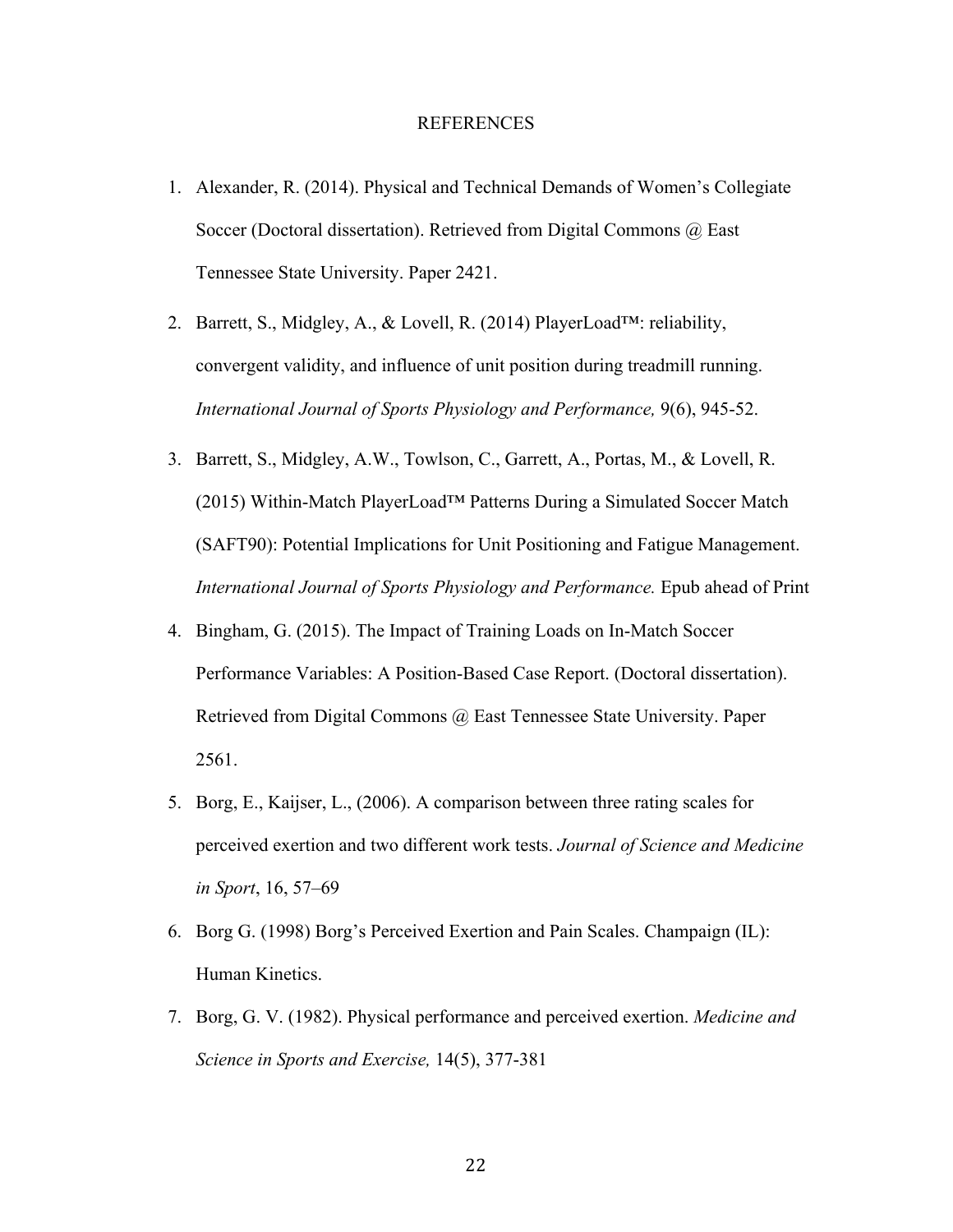# REFERENCES

1. Alexander, R. (2014). Physical and Technical Demands of Women's Collegiate Soccer (Doctoral dissertation). Retrieved from Digital Commons @ East Tennessee State University. Paper 2421.

2. Barrett, S., Midgley, A., & Lovell, R. (2014) PlayerLoad™: reliability, convergent validity, and influence of unit position during treadmill running. *International Journal of Sports Physiology and Performance,* 9(6), 945-52.

3. Barrett, S., Midgley, A.W., Towlson, C., Garrett, A., Portas, M., & Lovell, R. (2015) Within-Match PlayerLoad™ Patterns During a Simulated Soccer Match (SAFT90): Potential Implications for Unit Positioning and Fatigue Management. *International Journal of Sports Physiology and Performance.* Epub ahead of Print

4. Bingham, G. (2015). The Impact of Training Loads on In-Match Soccer Performance Variables: A Position-Based Case Report. (Doctoral dissertation). Retrieved from Digital Commons @ East Tennessee State University. Paper 2561.

5. Borg, E., Kaijser, L., (2006). A comparison between three rating scales for perceived exertion and two different work tests. *Journal of Science and Medicine in Sport*, 16, 57–69

6. Borg G. (1998) Borg's Perceived Exertion and Pain Scales. Champaign (IL): Human Kinetics.

7. Borg, G. V. (1982). Physical performance and perceived exertion. *Medicine and Science in Sports and Exercise,* 14(5), 377-381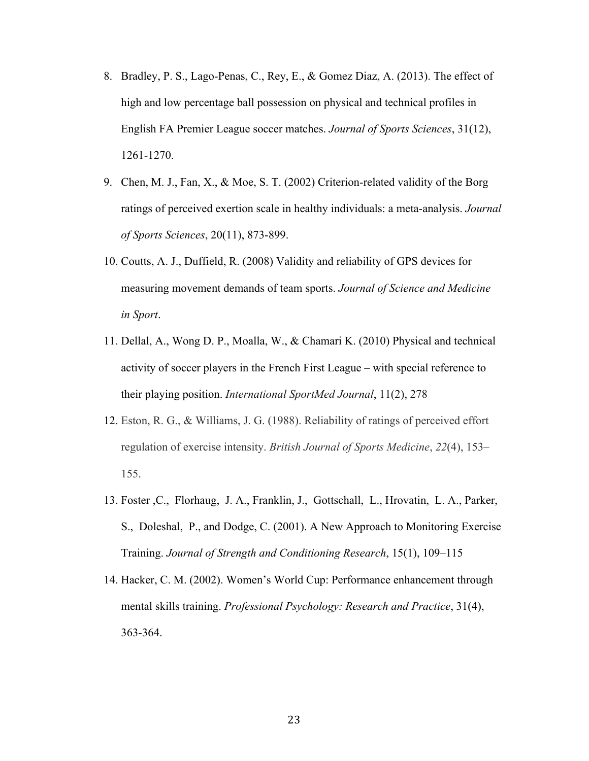8. Bradley, P. S., Lago-Penas, C., Rey, E., & Gomez Diaz, A. (2013). The effect of high and low percentage ball possession on physical and technical profiles in English FA Premier League soccer matches. *Journal of Sports Sciences*, 31(12), 1261-1270.
9. Chen, M. J., Fan, X., & Moe, S. T. (2002) Criterion-related validity of the Borg ratings of perceived exertion scale in healthy individuals: a meta-analysis. *Journal of Sports Sciences*, 20(11), 873-899.
10. Coutts, A. J., Duffield, R. (2008) Validity and reliability of GPS devices for measuring movement demands of team sports. *Journal of Science and Medicine in Sport*.
11. Dellal, A., Wong D. P., Moalla, W., & Chamari K. (2010) Physical and technical activity of soccer players in the French First League – with special reference to their playing position. *International SportMed Journal*, 11(2), 278
12. Eston, R. G., & Williams, J. G. (1988). Reliability of ratings of perceived effort regulation of exercise intensity. *British Journal of Sports Medicine*, *22*(4), 153–155.
13. Foster ,C., Florhaug, J. A., Franklin, J., Gottschall, L., Hrovatin, L. A., Parker, S., Doleshal, P., and Dodge, C. (2001). A New Approach to Monitoring Exercise Training. *Journal of Strength and Conditioning Research*, 15(1), 109–115
14. Hacker, C. M. (2002). Women's World Cup: Performance enhancement through mental skills training. *Professional Psychology: Research and Practice*, 31(4), 363-364.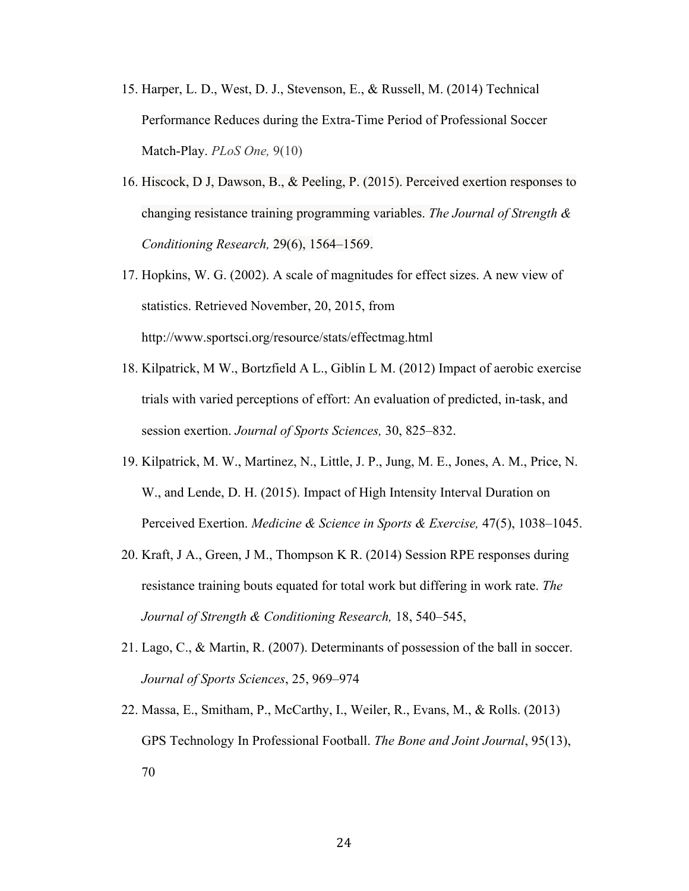15. Harper, L. D., West, D. J., Stevenson, E., & Russell, M. (2014) Technical Performance Reduces during the Extra-Time Period of Professional Soccer Match-Play. *PLoS One,* 9(10)
16. Hiscock, D J, Dawson, B., & Peeling, P. (2015). Perceived exertion responses to changing resistance training programming variables. *The Journal of Strength & Conditioning Research,* 29(6), 1564–1569.
17. Hopkins, W. G. (2002). A scale of magnitudes for effect sizes. A new view of statistics. Retrieved November, 20, 2015, from http://www.sportsci.org/resource/stats/effectmag.html
18. Kilpatrick, M W., Bortzfield A L., Giblin L M. (2012) Impact of aerobic exercise trials with varied perceptions of effort: An evaluation of predicted, in-task, and session exertion. *Journal of Sports Sciences,* 30, 825–832.
19. Kilpatrick, M. W., Martinez, N., Little, J. P., Jung, M. E., Jones, A. M., Price, N. W., and Lende, D. H. (2015). Impact of High Intensity Interval Duration on Perceived Exertion. *Medicine & Science in Sports & Exercise,* 47(5), 1038–1045.
20. Kraft, J A., Green, J M., Thompson K R. (2014) Session RPE responses during resistance training bouts equated for total work but differing in work rate. *The Journal of Strength & Conditioning Research,* 18, 540–545,
21. Lago, C., & Martin, R. (2007). Determinants of possession of the ball in soccer. *Journal of Sports Sciences*, 25, 969–974
22. Massa, E., Smitham, P., McCarthy, I., Weiler, R., Evans, M., & Rolls. (2013) GPS Technology In Professional Football. *The Bone and Joint Journal*, 95(13), 70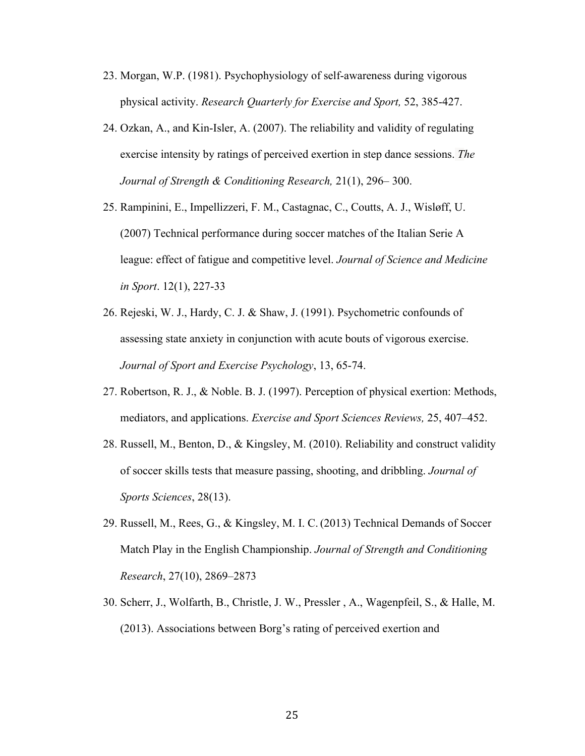23. Morgan, W.P. (1981). Psychophysiology of self-awareness during vigorous physical activity. *Research Quarterly for Exercise and Sport,* 52, 385-427.

24. Ozkan, A., and Kin-Isler, A. (2007). The reliability and validity of regulating exercise intensity by ratings of perceived exertion in step dance sessions. *The Journal of Strength & Conditioning Research,* 21(1), 296– 300.

25. Rampinini, E., Impellizzeri, F. M., Castagnac, C., Coutts, A. J., Wisløff, U. (2007) Technical performance during soccer matches of the Italian Serie A league: effect of fatigue and competitive level. *Journal of Science and Medicine in Sport*. 12(1), 227-33

26. Rejeski, W. J., Hardy, C. J. & Shaw, J. (1991). Psychometric confounds of assessing state anxiety in conjunction with acute bouts of vigorous exercise. *Journal of Sport and Exercise Psychology*, 13, 65-74.

27. Robertson, R. J., & Noble. B. J. (1997). Perception of physical exertion: Methods, mediators, and applications. *Exercise and Sport Sciences Reviews,* 25, 407–452.

28. Russell, M., Benton, D., & Kingsley, M. (2010). Reliability and construct validity of soccer skills tests that measure passing, shooting, and dribbling. *Journal of Sports Sciences*, 28(13).

29. Russell, M., Rees, G., & Kingsley, M. I. C. (2013) Technical Demands of Soccer Match Play in the English Championship. *Journal of Strength and Conditioning Research*, 27(10), 2869–2873

30. Scherr, J., Wolfarth, B., Christle, J. W., Pressler , A., Wagenpfeil, S., & Halle, M. (2013). Associations between Borg's rating of perceived exertion and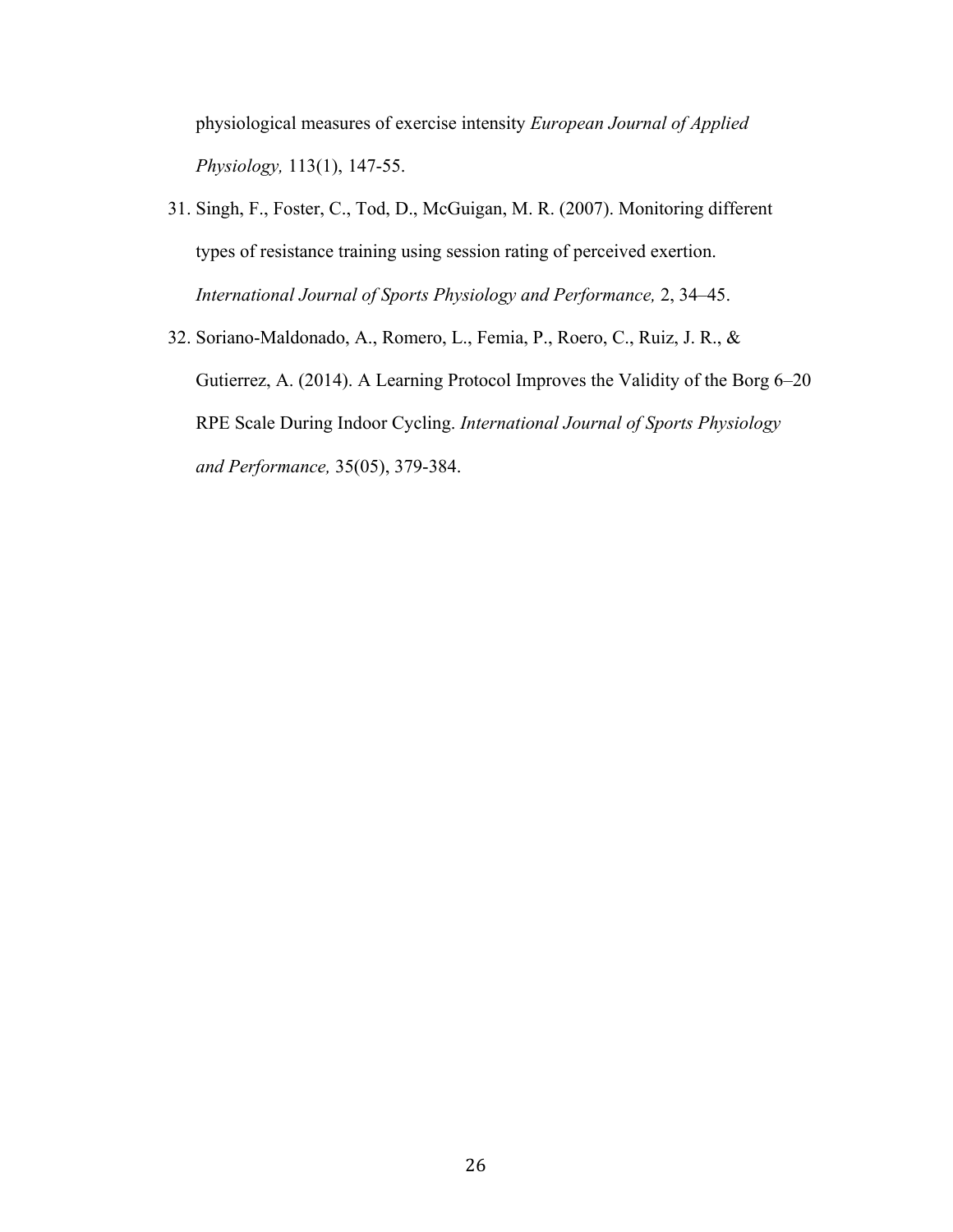physiological measures of exercise intensity *European Journal of Applied Physiology,* 113(1), 147-55.

31. Singh, F., Foster, C., Tod, D., McGuigan, M. R. (2007). Monitoring different types of resistance training using session rating of perceived exertion. *International Journal of Sports Physiology and Performance,* 2, 34–45.
32. Soriano-Maldonado, A., Romero, L., Femia, P., Roero, C., Ruiz, J. R., & Gutierrez, A. (2014). A Learning Protocol Improves the Validity of the Borg 6–20 RPE Scale During Indoor Cycling. *International Journal of Sports Physiology and Performance,* 35(05), 379-384.